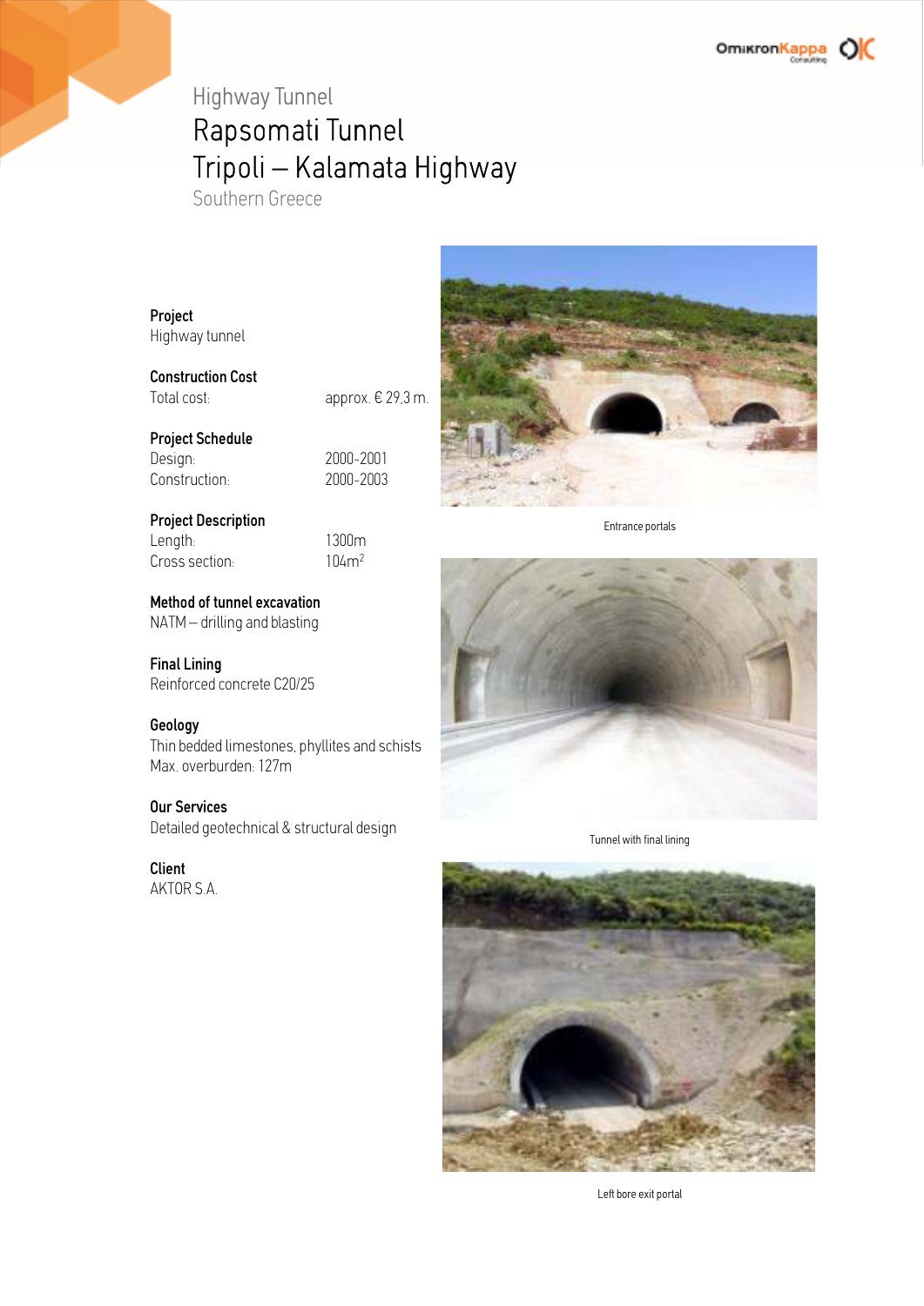# Highway Tunnel

## Rapsomati Tunnel
## Tripoli – Kalamata Highway

Southern Greece

**Project**
Highway tunnel

**Construction Cost**

| | |
|---|---|
| Total cost: | approx. € 29,3 m. |

**Project Schedule**

| | |
|---|---|
| Design: | 2000-2001 |
| Construction: | 2000-2003 |

**Project Description**

| | |
|---|---|
| Length: | 1300m |
| Cross section: | $104m^2$ |

**Method of tunnel excavation**
NATM – drilling and blasting

**Final Lining**
Reinforced concrete C20/25

**Geology**
Thin bedded limestones, phyllites and schists
Max. overburden: 127m

**Our Services**
Detailed geotechnical & structural design

**Client**
AKTOR S.A.

Entrance portals

Tunnel with final lining

Left bore exit portal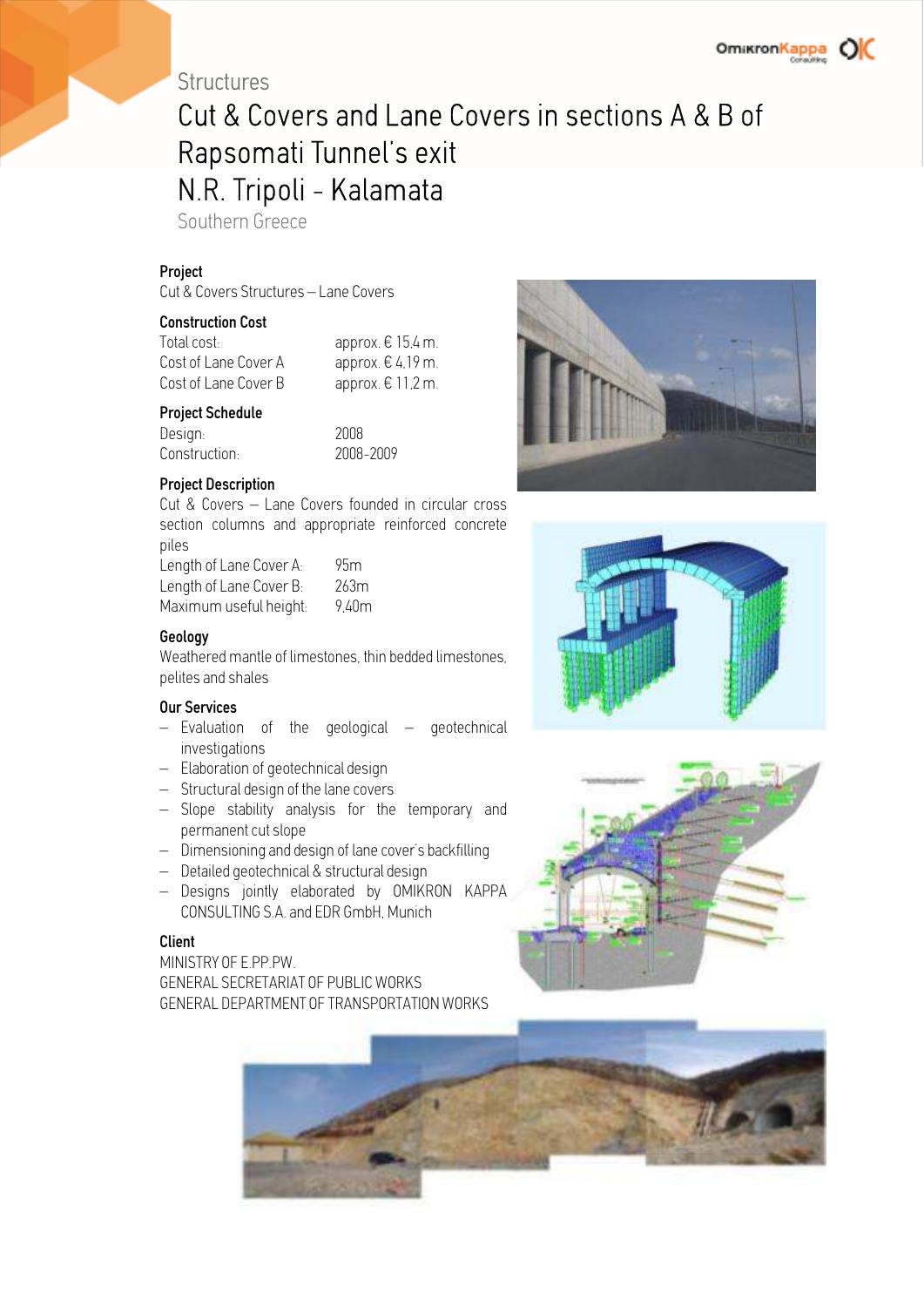Structures

# Cut & Covers and Lane Covers in sections A & B of Rapsomati Tunnel's exit N.R. Tripoli - Kalamata

Southern Greece

### Project

Cut & Covers Structures – Lane Covers

### Construction Cost

| | |
|---|---|
| Total cost: | approx. € 15,4 m. |
| Cost of Lane Cover A | approx. € 4,19 m. |
| Cost of Lane Cover B | approx. € 11,2 m. |

### Project Schedule

| | |
|---|---|
| Design: | 2008 |
| Construction: | 2008-2009 |

### Project Description

Cut & Covers – Lane Covers founded in circular cross section columns and appropriate reinforced concrete piles

| | |
|---|---|
| Length of Lane Cover A: | 95m |
| Length of Lane Cover B: | 263m |
| Maximum useful height: | 9,40m |

### Geology

Weathered mantle of limestones, thin bedded limestones, pelites and shales

### Our Services

- Evaluation of the geological – geotechnical investigations
- Elaboration of geotechnical design
- Structural design of the lane covers
- Slope stability analysis for the temporary and permanent cut slope
- Dimensioning and design of lane cover's backfilling
- Detailed geotechnical & structural design
- Designs jointly elaborated by OMIKRON KAPPA CONSULTING S.A. and EDR GmbH, Munich

### Client

MINISTRY OF E.PP.PW.
GENERAL SECRETARIAT OF PUBLIC WORKS
GENERAL DEPARTMENT OF TRANSPORTATION WORKS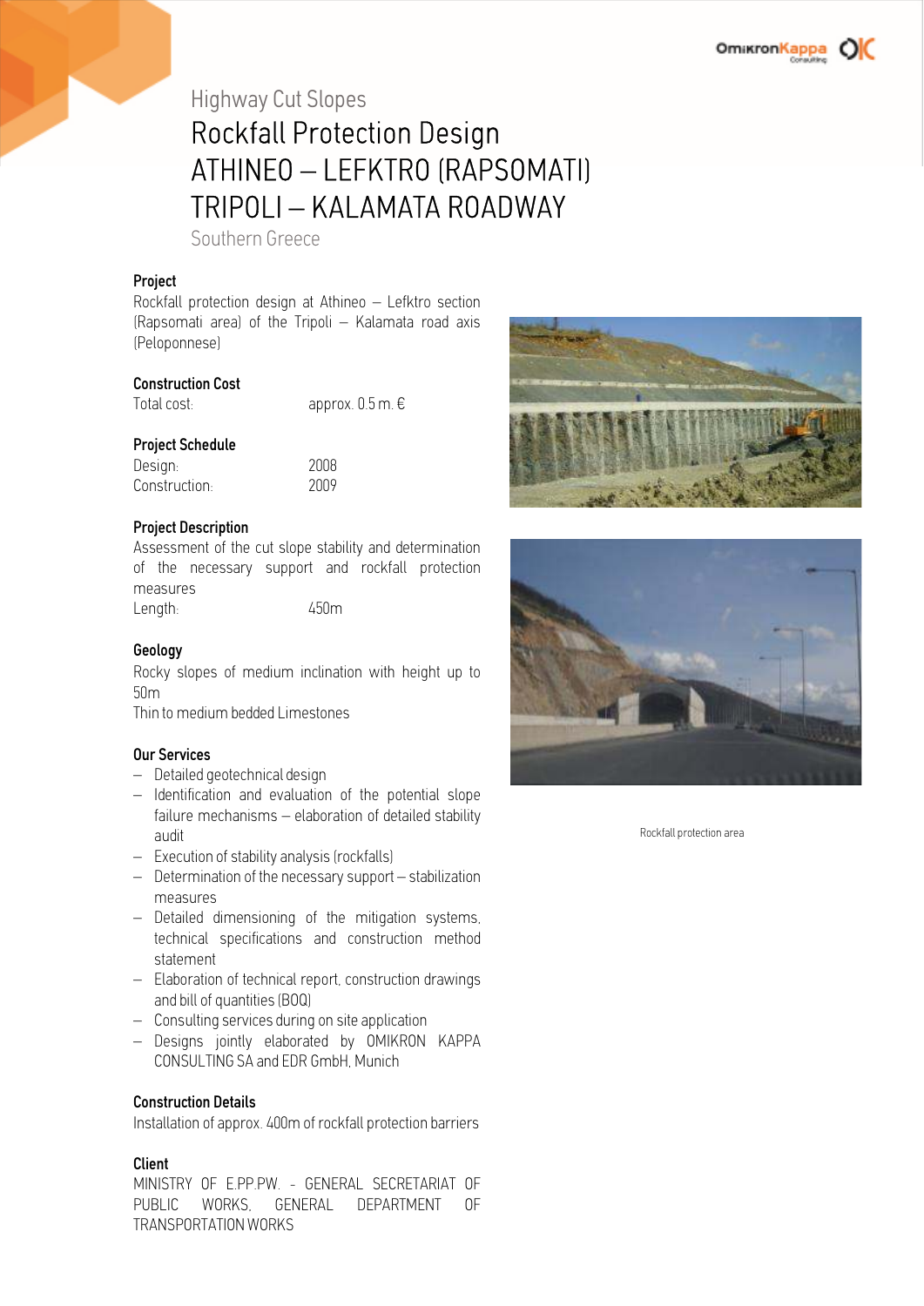Highway Cut Slopes

# Rockfall Protection Design
# ATHINEO – LEFKTRO (RAPSOMATI)
# TRIPOLI – KALAMATA ROADWAY

Southern Greece

### Project

Rockfall protection design at Athineo – Lefktro section (Rapsomati area) of the Tripoli – Kalamata road axis (Peloponnese)

### Construction Cost

Total cost: approx. 0.5 m. €

### Project Schedule

Design: 2008
Construction: 2009

### Project Description

Assessment of the cut slope stability and determination of the necessary support and rockfall protection measures

Length: 450m

### Geology

Rocky slopes of medium inclination with height up to 50m

Thin to medium bedded Limestones

### Our Services

- Detailed geotechnical design
- Identification and evaluation of the potential slope failure mechanisms – elaboration of detailed stability audit
- Execution of stability analysis (rockfalls)
- Determination of the necessary support – stabilization measures
- Detailed dimensioning of the mitigation systems, technical specifications and construction method statement
- Elaboration of technical report, construction drawings and bill of quantities (BOQ)
- Consulting services during on site application
- Designs jointly elaborated by OMIKRON KAPPA CONSULTING SA and EDR GmbH, Munich

### Construction Details

Installation of approx. 400m of rockfall protection barriers

### Client

MINISTRY OF E.PP.PW. - GENERAL SECRETARIAT OF PUBLIC WORKS, GENERAL DEPARTMENT OF TRANSPORTATION WORKS

Rockfall protection area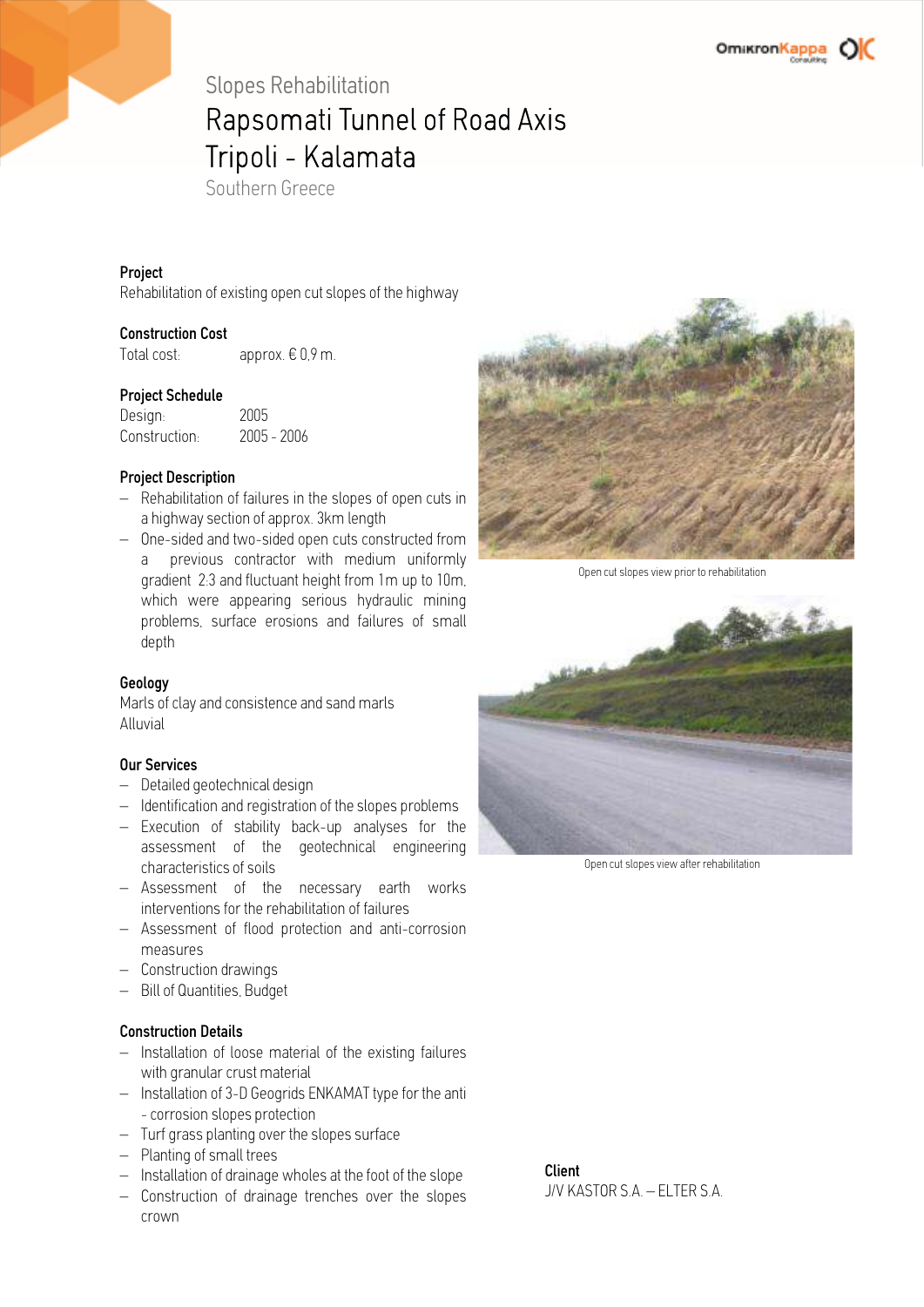Slopes Rehabilitation

# Rapsomati Tunnel of Road Axis Tripoli - Kalamata

Southern Greece

**Project**

Rehabilitation of existing open cut slopes of the highway

**Construction Cost**

Total cost: approx. € 0,9 m.

**Project Schedule**

Design: 2005

Construction: 2005 - 2006

**Project Description**

- Rehabilitation of failures in the slopes of open cuts in a highway section of approx. 3km length
- One-sided and two-sided open cuts constructed from a previous contractor with medium uniformly gradient 2:3 and fluctuant height from 1m up to 10m, which were appearing serious hydraulic mining problems, surface erosions and failures of small depth

**Geology**

Marls of clay and consistence and sand marls

Alluvial

**Our Services**

- Detailed geotechnical design
- Identification and registration of the slopes problems
- Execution of stability back-up analyses for the assessment of the geotechnical engineering characteristics of soils
- Assessment of the necessary earth works interventions for the rehabilitation of failures
- Assessment of flood protection and anti-corrosion measures
- Construction drawings
- Bill of Quantities, Budget

**Construction Details**

- Installation of loose material of the existing failures with granular crust material
- Installation of 3-D Geogrids ENKAMAT type for the anti - corrosion slopes protection
- Turf grass planting over the slopes surface
- Planting of small trees
- Installation of drainage wholes at the foot of the slope
- Construction of drainage trenches over the slopes crown

Open cut slopes view prior to rehabilitation

Open cut slopes view after rehabilitation

**Client**

J/V KASTOR S.A. – ELTER S.A.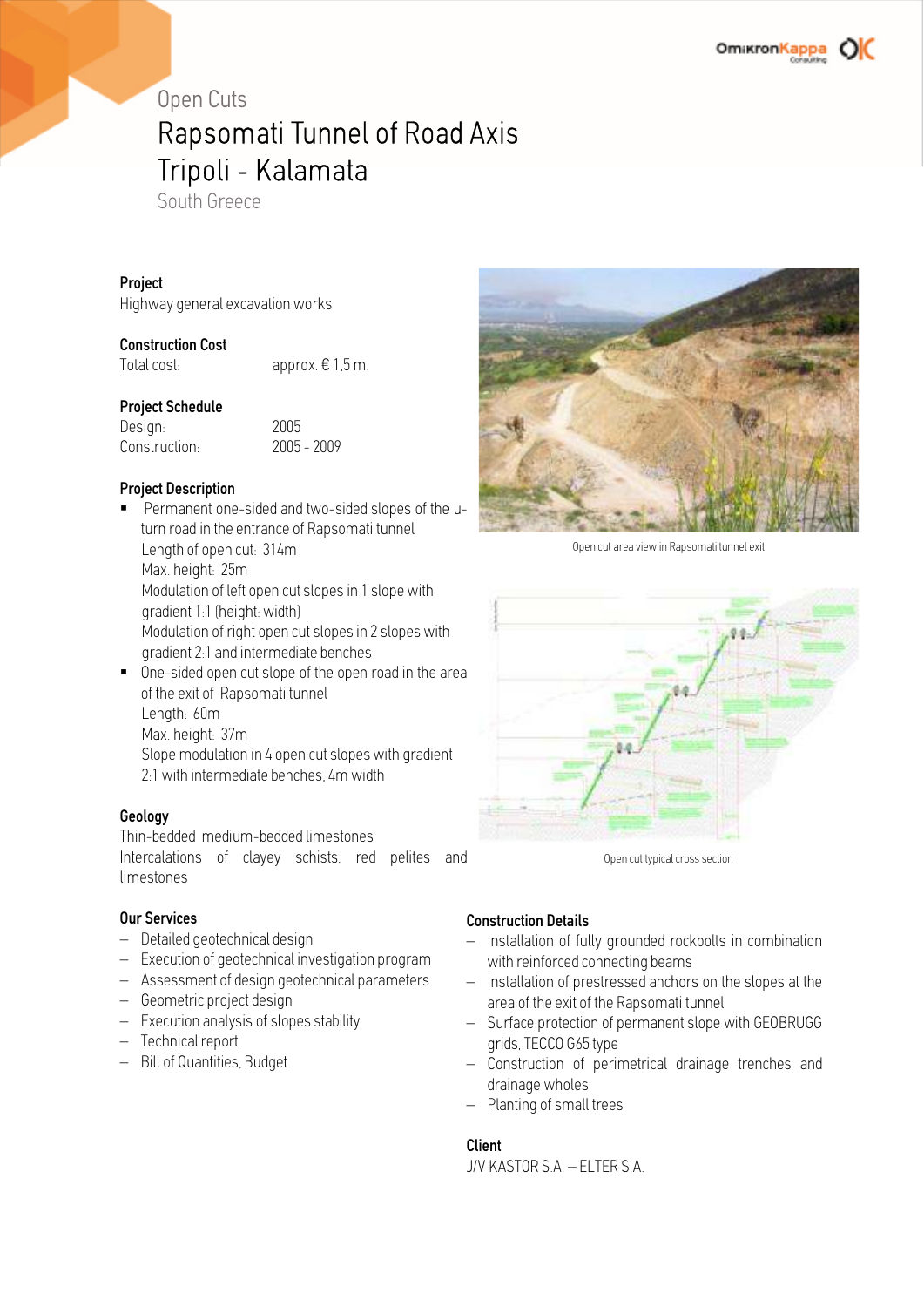Open Cuts

# Rapsomati Tunnel of Road Axis Tripoli - Kalamata

South Greece

**Project**

Highway general excavation works

**Construction Cost**

Total cost: approx. € 1,5 m.

**Project Schedule**

Design: 2005

Construction: 2005 - 2009

**Project Description**

- Permanent one-sided and two-sided slopes of the u-turn road in the entrance of Rapsomati tunnel
  Length of open cut: 314m
  Max. height: 25m
  Modulation of left open cut slopes in 1 slope with gradient 1:1 (height: width)
  Modulation of right open cut slopes in 2 slopes with gradient 2:1 and intermediate benches
- One-sided open cut slope of the open road in the area of the exit of Rapsomati tunnel
  Length: 60m
  Max. height: 37m
  Slope modulation in 4 open cut slopes with gradient 2:1 with intermediate benches, 4m width

**Geology**

Thin-bedded medium-bedded limestones

Intercalations of clayey schists, red pelites and limestones

**Our Services**

- Detailed geotechnical design
- Execution of geotechnical investigation program
- Assessment of design geotechnical parameters
- Geometric project design
- Execution analysis of slopes stability
- Technical report
- Bill of Quantities, Budget

Open cut area view in Rapsomati tunnel exit

Open cut typical cross section

**Construction Details**

- Installation of fully grounded rockbolts in combination with reinforced connecting beams
- Installation of prestressed anchors on the slopes at the area of the exit of the Rapsomati tunnel
- Surface protection of permanent slope with GEOBRUGG grids, TECCO G65 type
- Construction of perimetrical drainage trenches and drainage wholes
- Planting of small trees

**Client**

J/V KASTOR S.A. – ELTER S.A.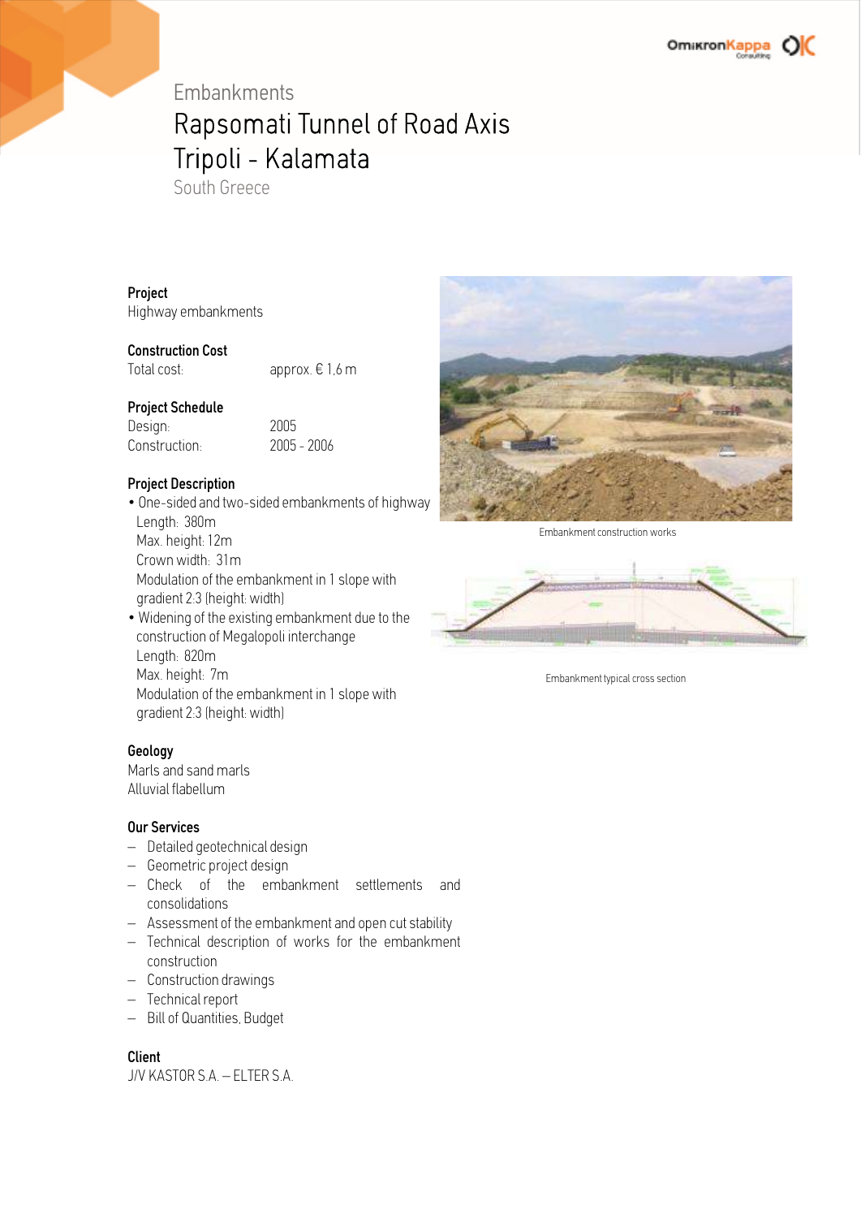# Embankments

## Rapsomati Tunnel of Road Axis Tripoli - Kalamata

South Greece

**Project**

Highway embankments

**Construction Cost**

Total cost: approx. € 1,6 m

**Project Schedule**

Design: 2005

Construction: 2005 - 2006

**Project Description**

- One-sided and two-sided embankments of highway
  Length: 380m
  Max. height: 12m
  Crown width: 31m
  Modulation of the embankment in 1 slope with gradient 2:3 (height: width)
- Widening of the existing embankment due to the construction of Megalopoli interchange
  Length: 820m
  Max. height: 7m
  Modulation of the embankment in 1 slope with gradient 2:3 (height: width)

**Geology**

Marls and sand marls

Alluvial flabellum

**Our Services**

- Detailed geotechnical design
- Geometric project design
- Check of the embankment settlements and consolidations
- Assessment of the embankment and open cut stability
- Technical description of works for the embankment construction
- Construction drawings
- Technical report
- Bill of Quantities, Budget

**Client**

J/V KASTOR S.A. – ELTER S.A.

Embankment construction works

Embankment typical cross section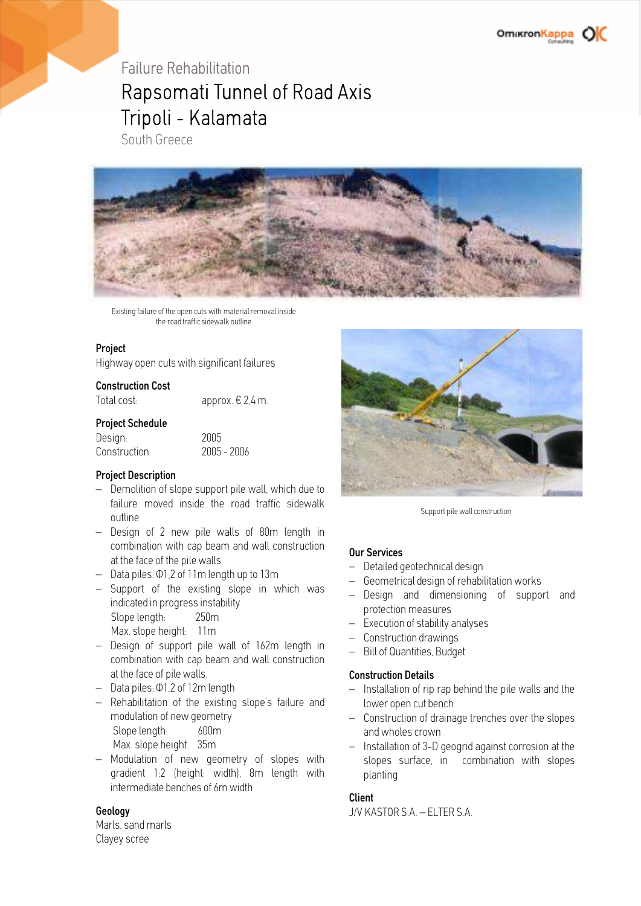Failure Rehabilitation

# Rapsomati Tunnel of Road Axis Tripoli - Kalamata

South Greece

Existing failure of the open cuts with material removal inside the road traffic sidewalk outline

### Project

Highway open cuts with significant failures

### Construction Cost

Total cost: approx. € 2,4 m.

### Project Schedule

Design: 2005
Construction: 2005 - 2006

### Project Description

- Demolition of slope support pile wall, which due to failure moved inside the road traffic sidewalk outline
- Design of 2 new pile walls of 80m length in combination with cap beam and wall construction at the face of the pile walls
- Data piles: Φ1,2 of 11m length up to 13m
- Support of the existing slope in which was indicated in progress instability
  Slope length: 250m
  Max. slope height: 11m
- Design of support pile wall of 162m length in combination with cap beam and wall construction at the face of pile walls.
- Data piles: Φ1,2 of 12m length
- Rehabilitation of the existing slope's failure and modulation of new geometry
  Slope length: 600m
  Max. slope height: 35m
- Modulation of new geometry of slopes with gradient 1:2 (height: width), 8m length with intermediate benches of 6m width

### Geology

Marls, sand marls
Clayey scree

Support pile wall construction

### Our Services

- Detailed geotechnical design
- Geometrical design of rehabilitation works
- Design and dimensioning of support and protection measures
- Execution of stability analyses
- Construction drawings
- Bill of Quantities, Budget

### Construction Details

- Installation of rip rap behind the pile walls and the lower open cut bench
- Construction of drainage trenches over the slopes and wholes crown
- Installation of 3-D geogrid against corrosion at the slopes surface, in combination with slopes planting

### Client

J/V KASTOR S.A. – ELTER S.A.